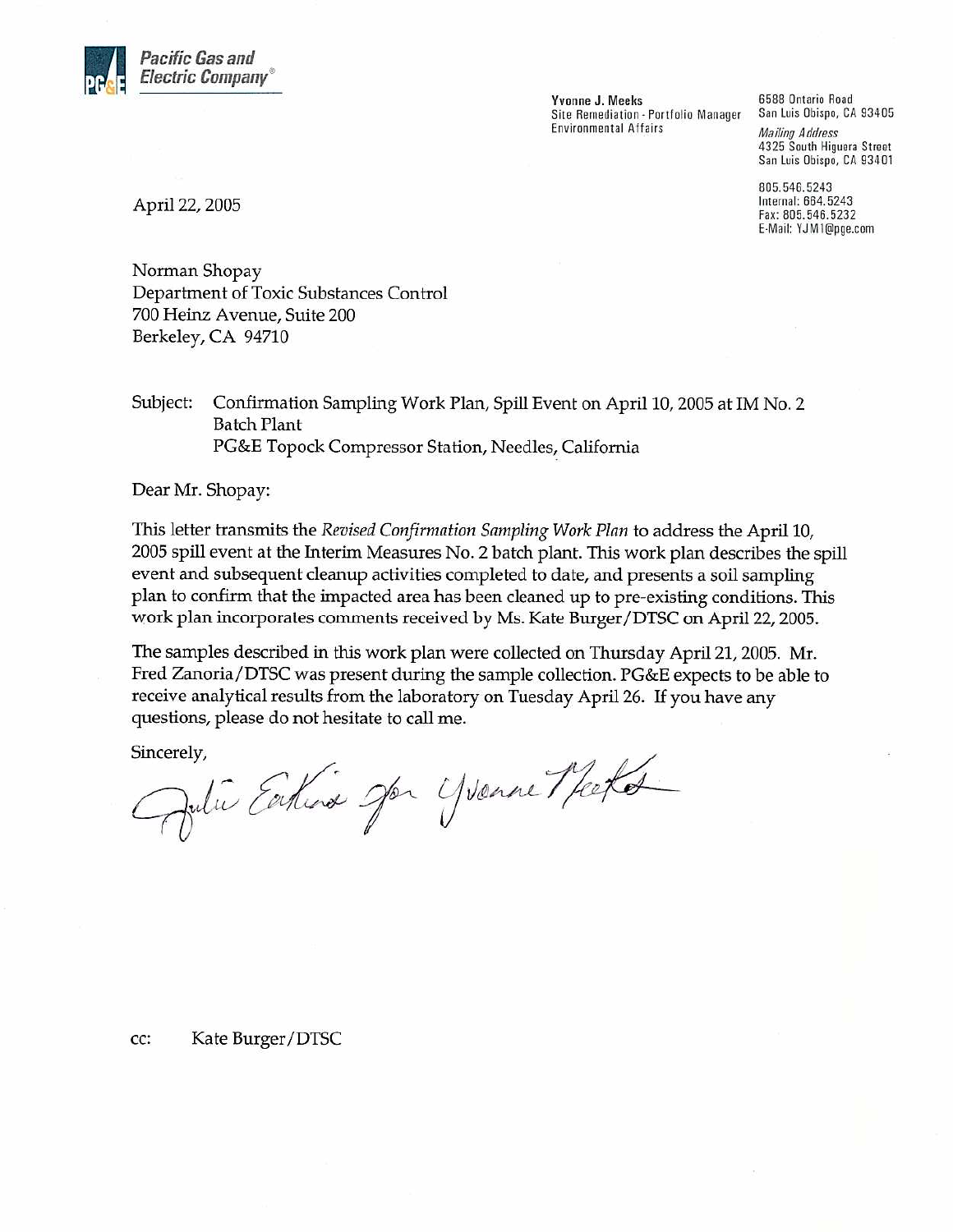**Pacific Gas and Electric Company**®

Yvonne J. Meeks
Site Remediation - Portfolio Manager
Environmental Affairs

6588 Ontario Road
San Luis Obispo, CA 93405

*Mailing Address*
4325 South Higuera Street
San Luis Obispo, CA 93401

805.546.5243
Internal: 664.5243
Fax: 805.546.5232
E-Mail: YJM1@pge.com

April 22, 2005

Norman Shopay
Department of Toxic Substances Control
700 Heinz Avenue, Suite 200
Berkeley, CA 94710

Subject: Confirmation Sampling Work Plan, Spill Event on April 10, 2005 at IM No. 2 Batch Plant
PG&E Topock Compressor Station, Needles, California

Dear Mr. Shopay:

This letter transmits the *Revised Confirmation Sampling Work Plan* to address the April 10, 2005 spill event at the Interim Measures No. 2 batch plant. This work plan describes the spill event and subsequent cleanup activities completed to date, and presents a soil sampling plan to confirm that the impacted area has been cleaned up to pre-existing conditions. This work plan incorporates comments received by Ms. Kate Burger/DTSC on April 22, 2005.

The samples described in this work plan were collected on Thursday April 21, 2005. Mr. Fred Zanoria/DTSC was present during the sample collection. PG&E expects to be able to receive analytical results from the laboratory on Tuesday April 26. If you have any questions, please do not hesitate to call me.

Sincerely,

Julie Eakins for Yvonne Meeks

cc: Kate Burger/DTSC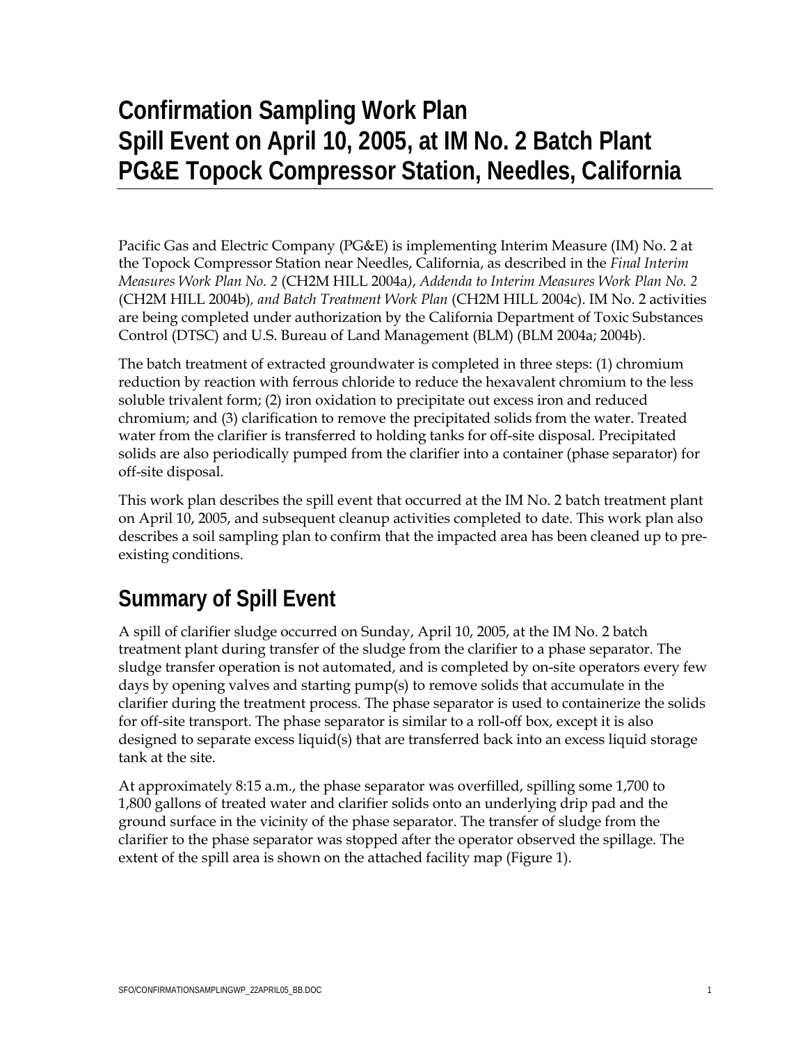# Confirmation Sampling Work Plan
# Spill Event on April 10, 2005, at IM No. 2 Batch Plant
# PG&E Topock Compressor Station, Needles, California

Pacific Gas and Electric Company (PG&E) is implementing Interim Measure (IM) No. 2 at the Topock Compressor Station near Needles, California, as described in the *Final Interim Measures Work Plan No. 2* (CH2M HILL 2004a), *Addenda to Interim Measures Work Plan No. 2* (CH2M HILL 2004b), *and Batch Treatment Work Plan* (CH2M HILL 2004c). IM No. 2 activities are being completed under authorization by the California Department of Toxic Substances Control (DTSC) and U.S. Bureau of Land Management (BLM) (BLM 2004a; 2004b).

The batch treatment of extracted groundwater is completed in three steps: (1) chromium reduction by reaction with ferrous chloride to reduce the hexavalent chromium to the less soluble trivalent form; (2) iron oxidation to precipitate out excess iron and reduced chromium; and (3) clarification to remove the precipitated solids from the water. Treated water from the clarifier is transferred to holding tanks for off-site disposal. Precipitated solids are also periodically pumped from the clarifier into a container (phase separator) for off-site disposal.

This work plan describes the spill event that occurred at the IM No. 2 batch treatment plant on April 10, 2005, and subsequent cleanup activities completed to date. This work plan also describes a soil sampling plan to confirm that the impacted area has been cleaned up to pre-existing conditions.

## Summary of Spill Event

A spill of clarifier sludge occurred on Sunday, April 10, 2005, at the IM No. 2 batch treatment plant during transfer of the sludge from the clarifier to a phase separator. The sludge transfer operation is not automated, and is completed by on-site operators every few days by opening valves and starting pump(s) to remove solids that accumulate in the clarifier during the treatment process. The phase separator is used to containerize the solids for off-site transport. The phase separator is similar to a roll-off box, except it is also designed to separate excess liquid(s) that are transferred back into an excess liquid storage tank at the site.

At approximately 8:15 a.m., the phase separator was overfilled, spilling some 1,700 to 1,800 gallons of treated water and clarifier solids onto an underlying drip pad and the ground surface in the vicinity of the phase separator. The transfer of sludge from the clarifier to the phase separator was stopped after the operator observed the spillage. The extent of the spill area is shown on the attached facility map (Figure 1).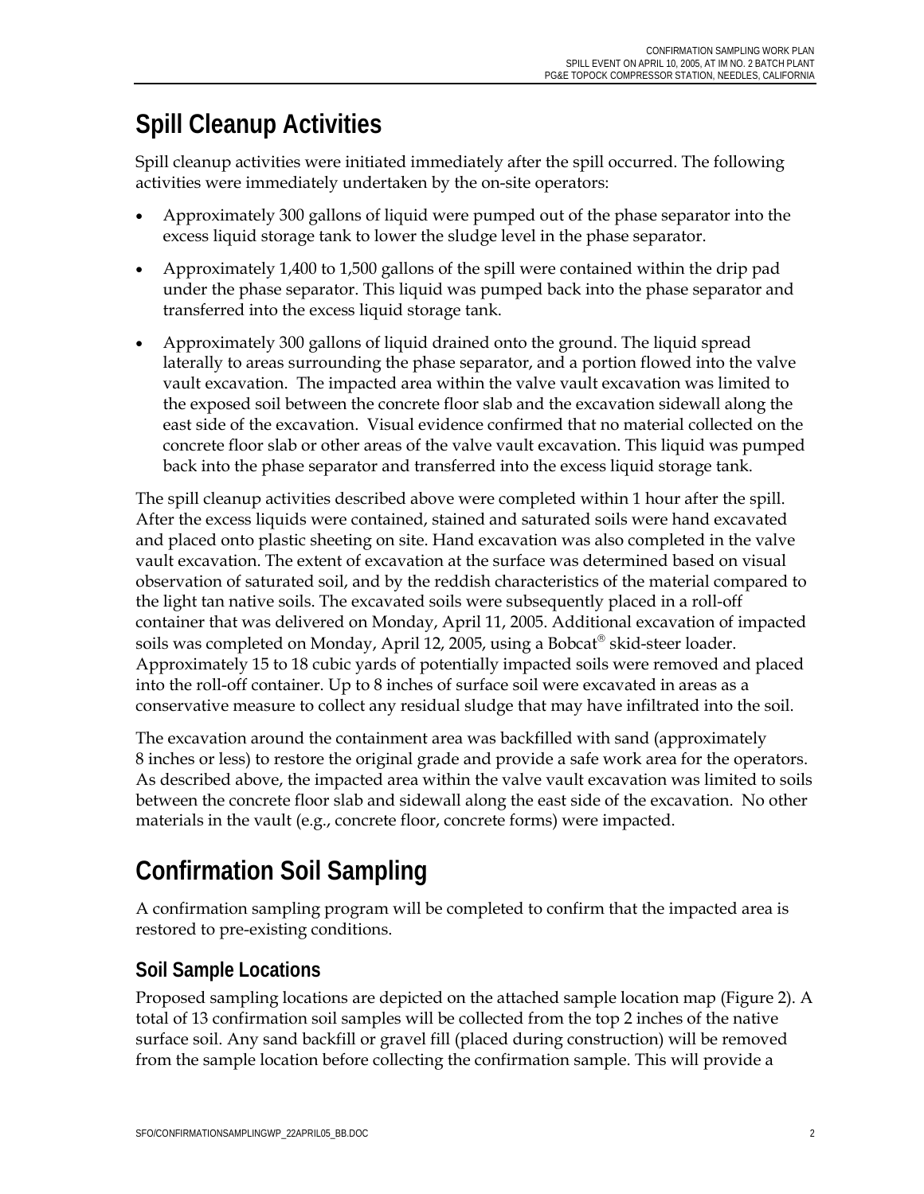# Spill Cleanup Activities

Spill cleanup activities were initiated immediately after the spill occurred. The following activities were immediately undertaken by the on-site operators:

- Approximately 300 gallons of liquid were pumped out of the phase separator into the excess liquid storage tank to lower the sludge level in the phase separator.
- Approximately 1,400 to 1,500 gallons of the spill were contained within the drip pad under the phase separator. This liquid was pumped back into the phase separator and transferred into the excess liquid storage tank.
- Approximately 300 gallons of liquid drained onto the ground. The liquid spread laterally to areas surrounding the phase separator, and a portion flowed into the valve vault excavation. The impacted area within the valve vault excavation was limited to the exposed soil between the concrete floor slab and the excavation sidewall along the east side of the excavation. Visual evidence confirmed that no material collected on the concrete floor slab or other areas of the valve vault excavation. This liquid was pumped back into the phase separator and transferred into the excess liquid storage tank.

The spill cleanup activities described above were completed within 1 hour after the spill. After the excess liquids were contained, stained and saturated soils were hand excavated and placed onto plastic sheeting on site. Hand excavation was also completed in the valve vault excavation. The extent of excavation at the surface was determined based on visual observation of saturated soil, and by the reddish characteristics of the material compared to the light tan native soils. The excavated soils were subsequently placed in a roll-off container that was delivered on Monday, April 11, 2005. Additional excavation of impacted soils was completed on Monday, April 12, 2005, using a Bobcat® skid-steer loader. Approximately 15 to 18 cubic yards of potentially impacted soils were removed and placed into the roll-off container. Up to 8 inches of surface soil were excavated in areas as a conservative measure to collect any residual sludge that may have infiltrated into the soil.

The excavation around the containment area was backfilled with sand (approximately 8 inches or less) to restore the original grade and provide a safe work area for the operators. As described above, the impacted area within the valve vault excavation was limited to soils between the concrete floor slab and sidewall along the east side of the excavation. No other materials in the vault (e.g., concrete floor, concrete forms) were impacted.

# Confirmation Soil Sampling

A confirmation sampling program will be completed to confirm that the impacted area is restored to pre-existing conditions.

## Soil Sample Locations

Proposed sampling locations are depicted on the attached sample location map (Figure 2). A total of 13 confirmation soil samples will be collected from the top 2 inches of the native surface soil. Any sand backfill or gravel fill (placed during construction) will be removed from the sample location before collecting the confirmation sample. This will provide a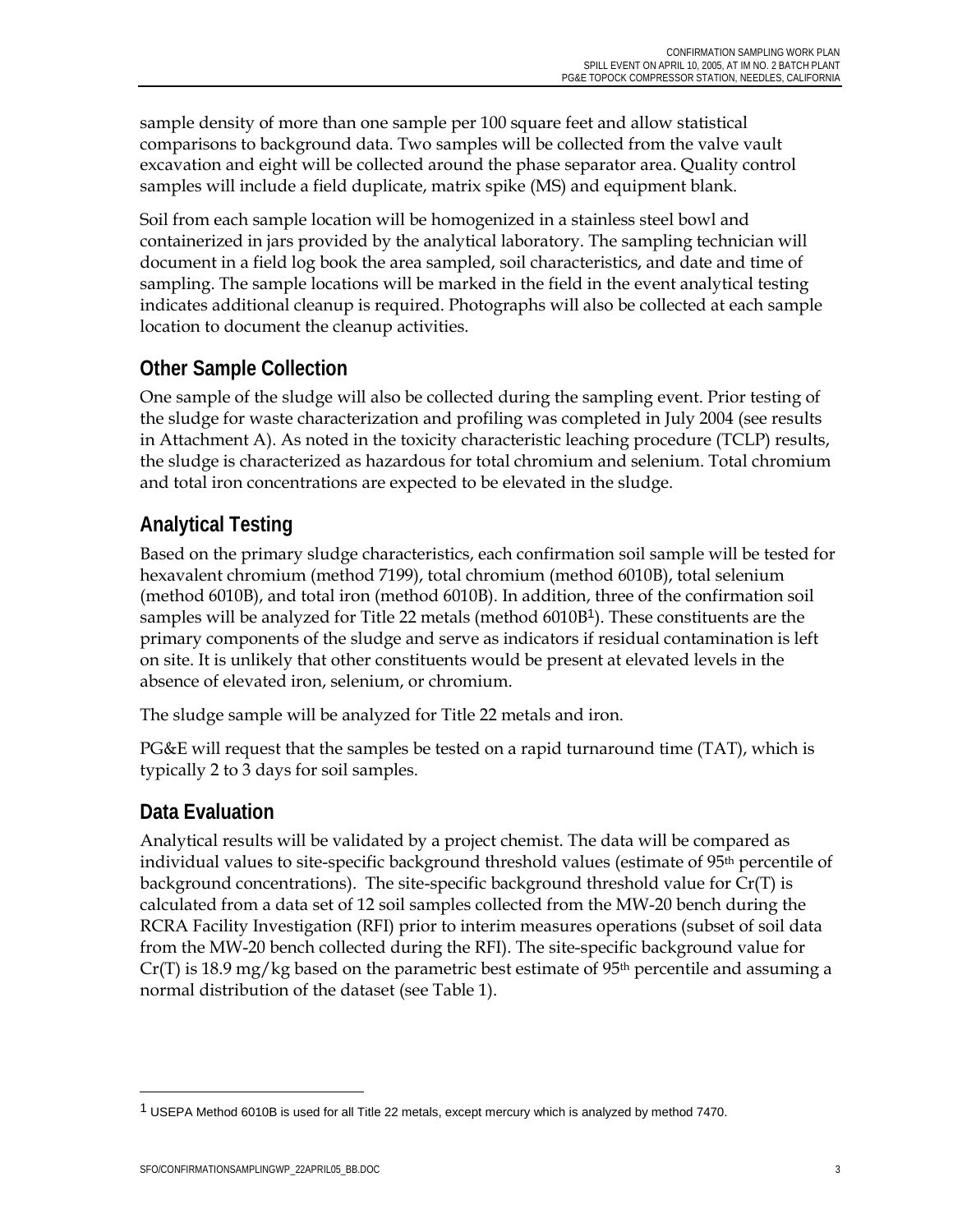sample density of more than one sample per 100 square feet and allow statistical comparisons to background data. Two samples will be collected from the valve vault excavation and eight will be collected around the phase separator area. Quality control samples will include a field duplicate, matrix spike (MS) and equipment blank.

Soil from each sample location will be homogenized in a stainless steel bowl and containerized in jars provided by the analytical laboratory. The sampling technician will document in a field log book the area sampled, soil characteristics, and date and time of sampling. The sample locations will be marked in the field in the event analytical testing indicates additional cleanup is required. Photographs will also be collected at each sample location to document the cleanup activities.

## Other Sample Collection

One sample of the sludge will also be collected during the sampling event. Prior testing of the sludge for waste characterization and profiling was completed in July 2004 (see results in Attachment A). As noted in the toxicity characteristic leaching procedure (TCLP) results, the sludge is characterized as hazardous for total chromium and selenium. Total chromium and total iron concentrations are expected to be elevated in the sludge.

## Analytical Testing

Based on the primary sludge characteristics, each confirmation soil sample will be tested for hexavalent chromium (method 7199), total chromium (method 6010B), total selenium (method 6010B), and total iron (method 6010B). In addition, three of the confirmation soil samples will be analyzed for Title 22 metals (method 6010B[1]). These constituents are the primary components of the sludge and serve as indicators if residual contamination is left on site. It is unlikely that other constituents would be present at elevated levels in the absence of elevated iron, selenium, or chromium.

The sludge sample will be analyzed for Title 22 metals and iron.

PG&E will request that the samples be tested on a rapid turnaround time (TAT), which is typically 2 to 3 days for soil samples.

## Data Evaluation

Analytical results will be validated by a project chemist. The data will be compared as individual values to site-specific background threshold values (estimate of 95th percentile of background concentrations). The site-specific background threshold value for Cr(T) is calculated from a data set of 12 soil samples collected from the MW-20 bench during the RCRA Facility Investigation (RFI) prior to interim measures operations (subset of soil data from the MW-20 bench collected during the RFI). The site-specific background value for Cr(T) is 18.9 mg/kg based on the parametric best estimate of 95th percentile and assuming a normal distribution of the dataset (see Table 1).

---

[1] USEPA Method 6010B is used for all Title 22 metals, except mercury which is analyzed by method 7470.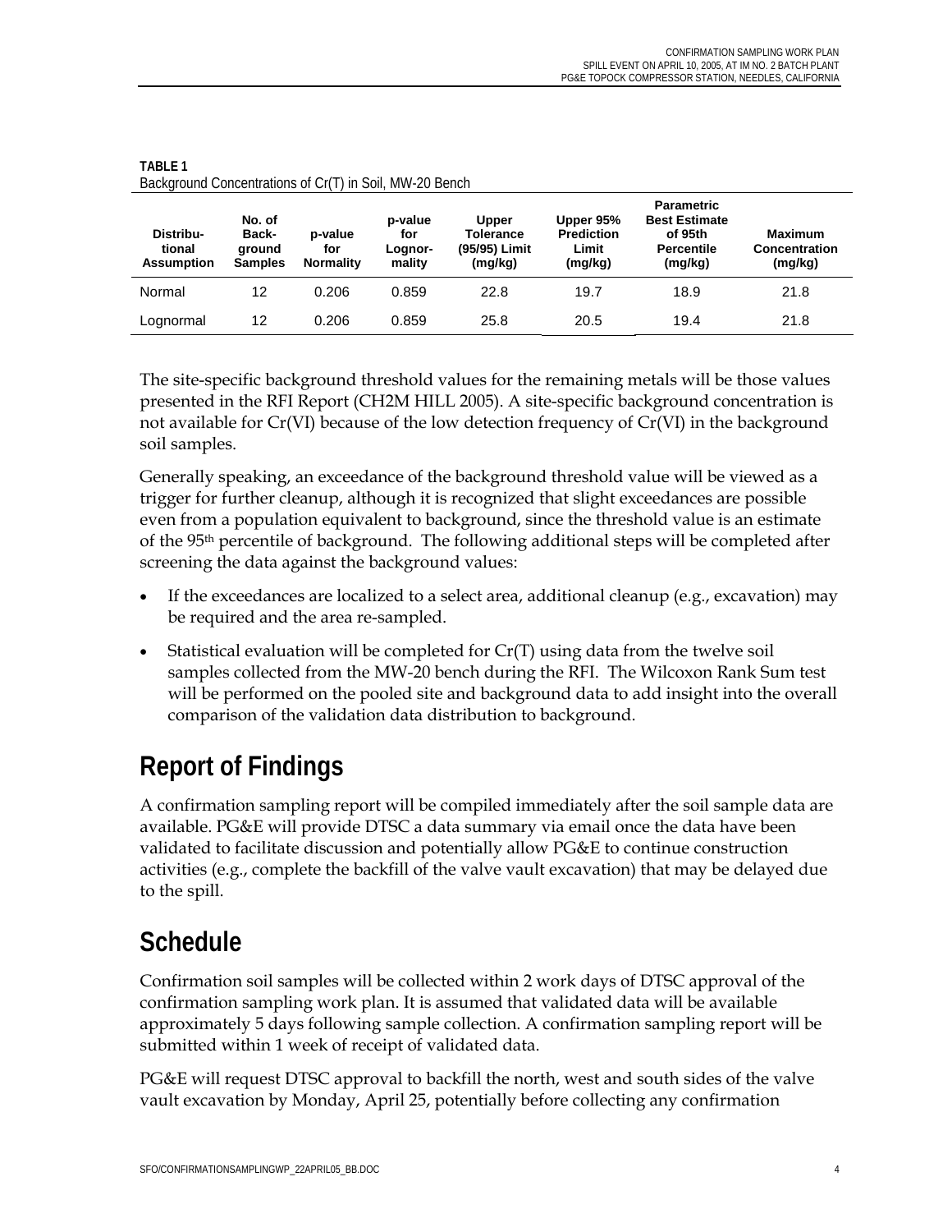**TABLE 1**
Background Concentrations of Cr(T) in Soil, MW-20 Bench

| Distributional Assumption | No. of Background Samples | p-value for Normality | p-value for Lognormality | Upper Tolerance (95/95) Limit (mg/kg) | Upper 95% Prediction Limit (mg/kg) | Parametric Best Estimate of 95th Percentile (mg/kg) | Maximum Concentration (mg/kg) |
|---|---|---|---|---|---|---|---|
| Normal | 12 | 0.206 | 0.859 | 22.8 | 19.7 | 18.9 | 21.8 |
| Lognormal | 12 | 0.206 | 0.859 | 25.8 | 20.5 | 19.4 | 21.8 |

The site-specific background threshold values for the remaining metals will be those values presented in the RFI Report (CH2M HILL 2005). A site-specific background concentration is not available for Cr(VI) because of the low detection frequency of Cr(VI) in the background soil samples.

Generally speaking, an exceedance of the background threshold value will be viewed as a trigger for further cleanup, although it is recognized that slight exceedances are possible even from a population equivalent to background, since the threshold value is an estimate of the 95th percentile of background. The following additional steps will be completed after screening the data against the background values:

- If the exceedances are localized to a select area, additional cleanup (e.g., excavation) may be required and the area re-sampled.
- Statistical evaluation will be completed for Cr(T) using data from the twelve soil samples collected from the MW-20 bench during the RFI. The Wilcoxon Rank Sum test will be performed on the pooled site and background data to add insight into the overall comparison of the validation data distribution to background.

## Report of Findings

A confirmation sampling report will be compiled immediately after the soil sample data are available. PG&E will provide DTSC a data summary via email once the data have been validated to facilitate discussion and potentially allow PG&E to continue construction activities (e.g., complete the backfill of the valve vault excavation) that may be delayed due to the spill.

## Schedule

Confirmation soil samples will be collected within 2 work days of DTSC approval of the confirmation sampling work plan. It is assumed that validated data will be available approximately 5 days following sample collection. A confirmation sampling report will be submitted within 1 week of receipt of validated data.

PG&E will request DTSC approval to backfill the north, west and south sides of the valve vault excavation by Monday, April 25, potentially before collecting any confirmation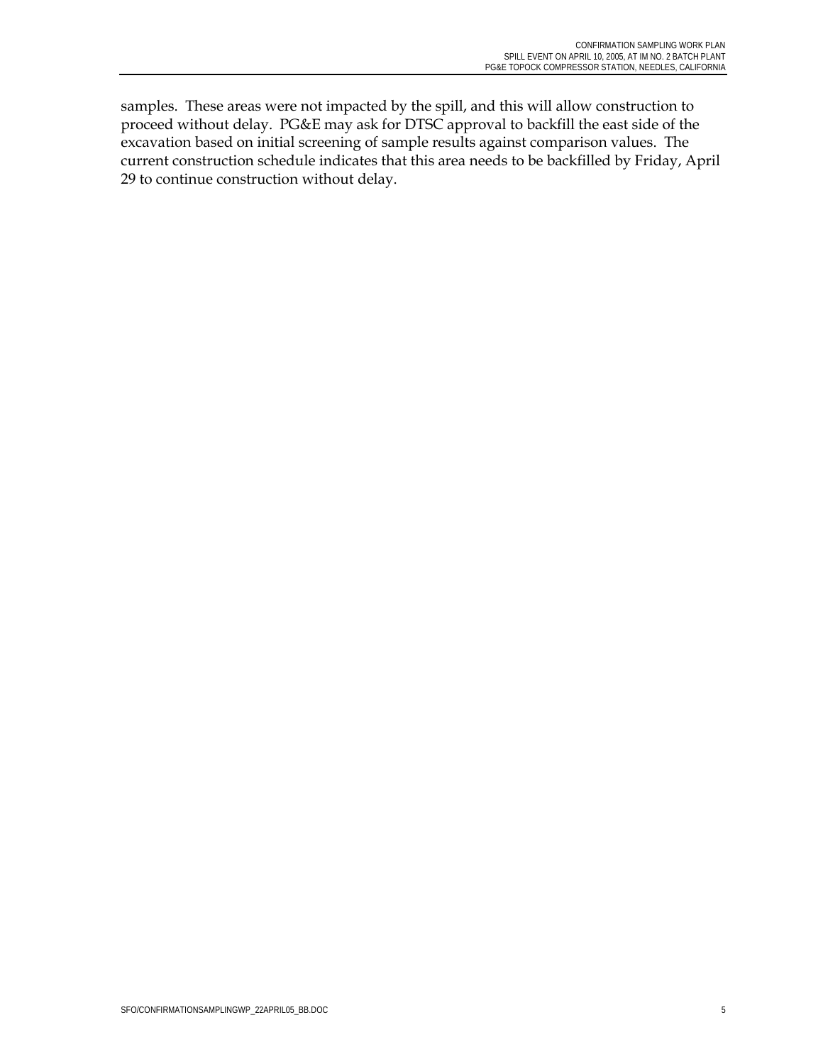samples. These areas were not impacted by the spill, and this will allow construction to proceed without delay. PG&E may ask for DTSC approval to backfill the east side of the excavation based on initial screening of sample results against comparison values. The current construction schedule indicates that this area needs to be backfilled by Friday, April 29 to continue construction without delay.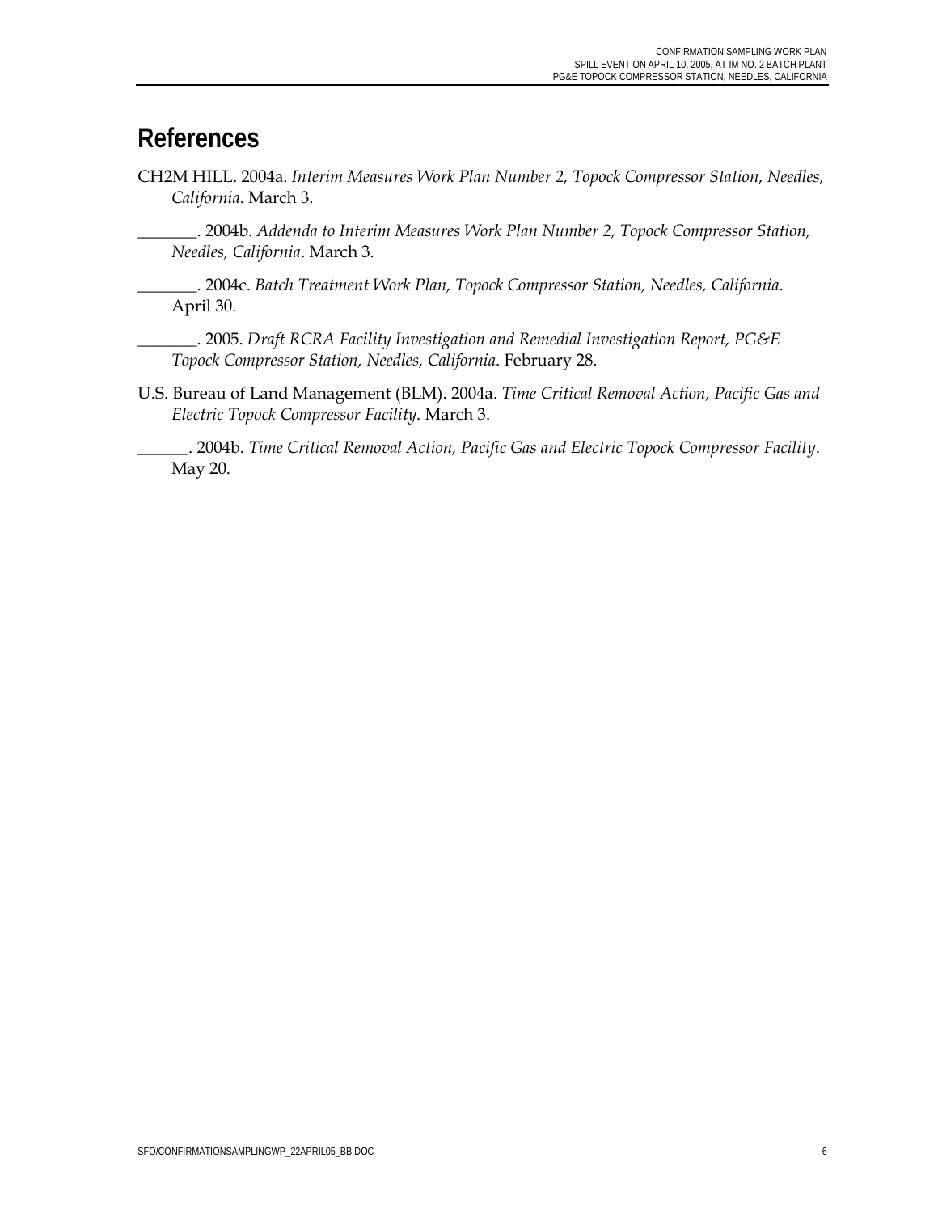# References

CH2M HILL. 2004a. *Interim Measures Work Plan Number 2, Topock Compressor Station, Needles, California*. March 3.

_______. 2004b. *Addenda to Interim Measures Work Plan Number 2, Topock Compressor Station, Needles, California*. March 3.

_______. 2004c. *Batch Treatment Work Plan, Topock Compressor Station, Needles, California*. April 30.

_______. 2005. *Draft RCRA Facility Investigation and Remedial Investigation Report, PG&E Topock Compressor Station, Needles, California*. February 28.

U.S. Bureau of Land Management (BLM). 2004a. *Time Critical Removal Action, Pacific Gas and Electric Topock Compressor Facility*. March 3.

______. 2004b. *Time Critical Removal Action, Pacific Gas and Electric Topock Compressor Facility*. May 20.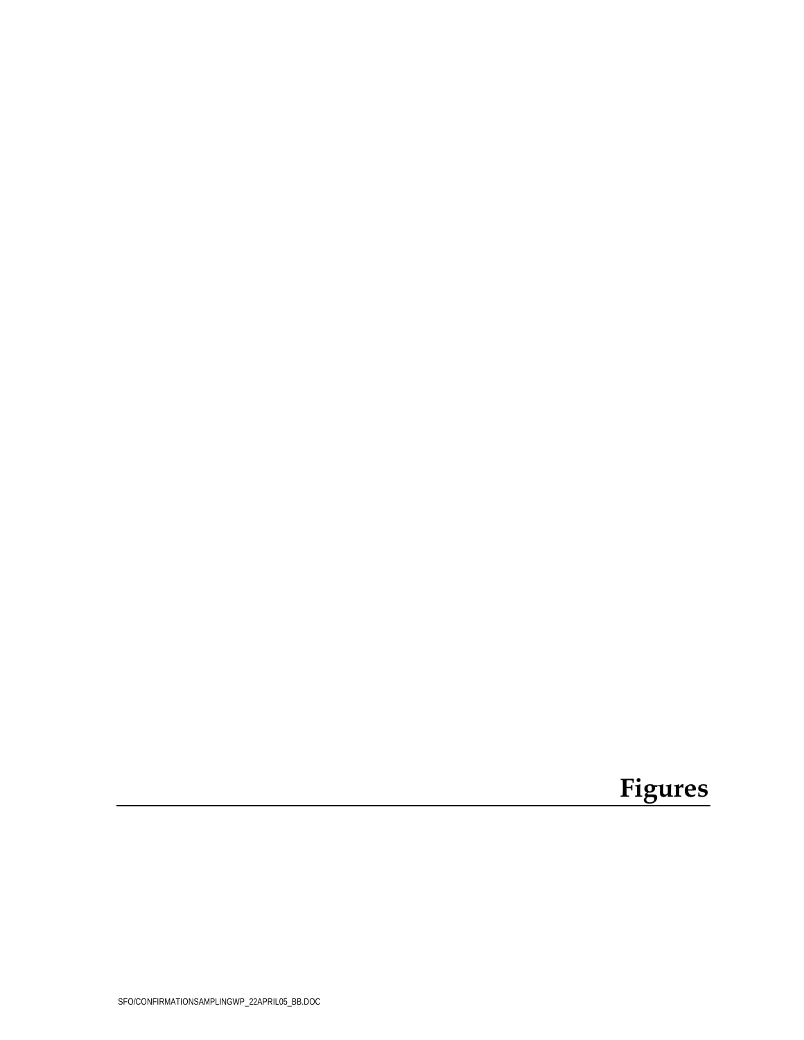# Figures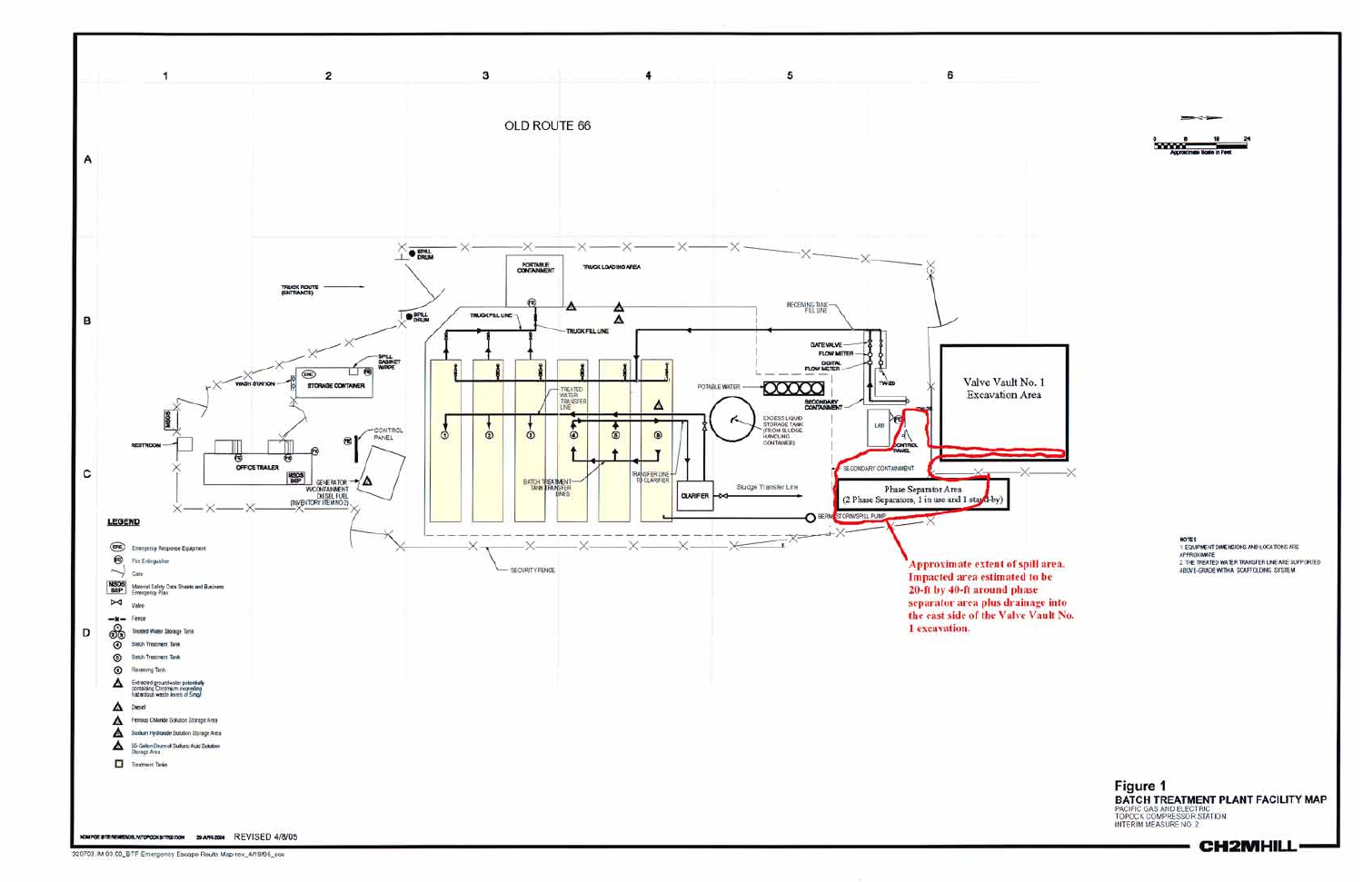OLD ROUTE 66

Valve Vault No. 1 Excavation Area

Phase Separator Area (2 Phase Separators, 1 in use and 1 stand-by)

Approximate extent of spill area. Impacted area estimated to be 20-ft by 40-ft around phase separator area plus drainage into the east side of the Valve Vault No. 1 excavation.

TRUCK ROUTE (ENTRANCE)

SPILL DRUM

PORTABLE CONTAINMENT

TRUCK LOADING AREA

TRUCK FILL LINE

RECEIVING TANK FILL LINE

GATE VALVE

FLOW METER

DIGITAL FLOW METER

TW-2D

POTABLE WATER

SECONDARY CONTAINMENT

EXCESS LIQUID STORAGE TANK (FROM SLUDGE HANDLING CONTAINER)

LAB

CONTROL PANEL

SPILL CABINET WIPE

WASH STATION

STORAGE CONTAINER

RESTROOM

OFFICE TRAILER

GENERATOR W/CONTAINMENT DIESEL FUEL (INVENTORY ITEM NO.2)

TREATED WATER TRANSFER LINE

BATCH TREATMENT TANK TRANSFER LINES

TRANSFER LINE TO CLARIFIER

CLARIFIER

Sludge Transfer Line

BERM/STORM/SPILL PUMP

SECURITY FENCE

## LEGEND

- ERE — Emergency Response Equipment
- FE — Fire Extinguisher
- Gate
- MSDS BEP — Material Safety Data Sheets and Business Emergency Plan
- Valve
- Fence
- Treated Water Storage Tank
- Batch Treatment Tank
- Batch Treatment Tank
- Receiving Tank
- Extracted groundwater potentially containing Chromium exceeding hazardous waste levels of 5mg/l
- Diesel
- Ferrous Chloride Solution Storage Area
- Sodium Hydroxide Solution Storage Area
- 55-Gallon Drum of Sulfuric Acid Solution Storage Area
- Treatment Tanks

Approximate Scale in Feet: 0, 8, 16, 24

NOTES
1. EQUIPMENT DIMENSIONS AND LOCATIONS ARE APPROXIMATE
2. THE TREATED WATER TRANSFER LINE ARE SUPPORTED ABOVE-GRADE WITH A SCAFFOLDING SYSTEM

**Figure 1**
**BATCH TREATMENT PLANT FACILITY MAP**
PACIFIC GAS AND ELECTRIC
TOPOCK COMPRESSOR STATION
INTERIM MEASURE NO. 2

CH2MHILL

REVISED 4/8/05

320703.IM.03.00_BTF Emergency Escape Route Map-rev_4/19/05_ccc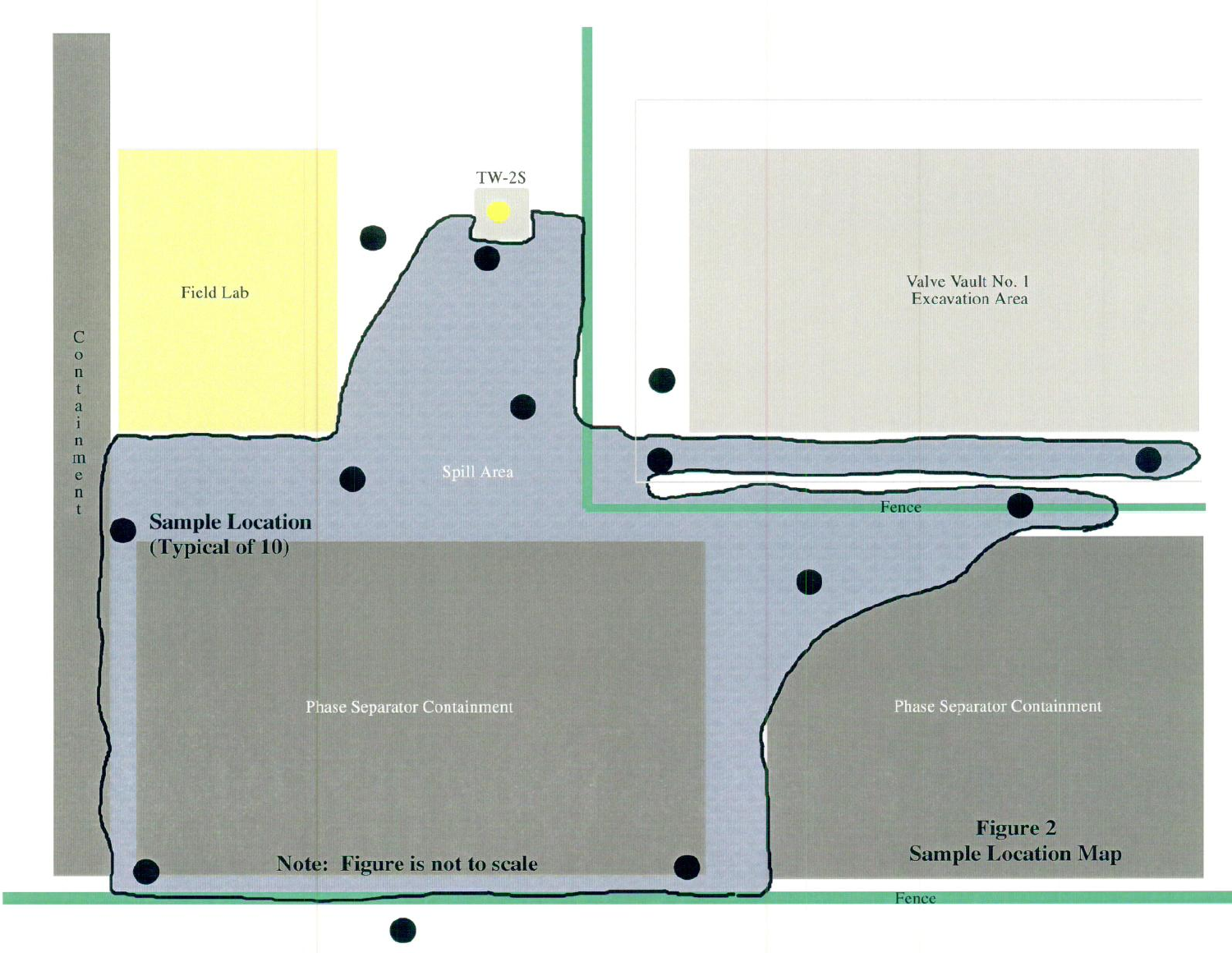TW-2S

Field Lab

Containment

Valve Vault No. 1
Excavation Area

Spill Area

Fence

**Sample Location (Typical of 10)**

Phase Separator Containment

Phase Separator Containment

**Note: Figure is not to scale**

**Figure 2**
**Sample Location Map**

Fence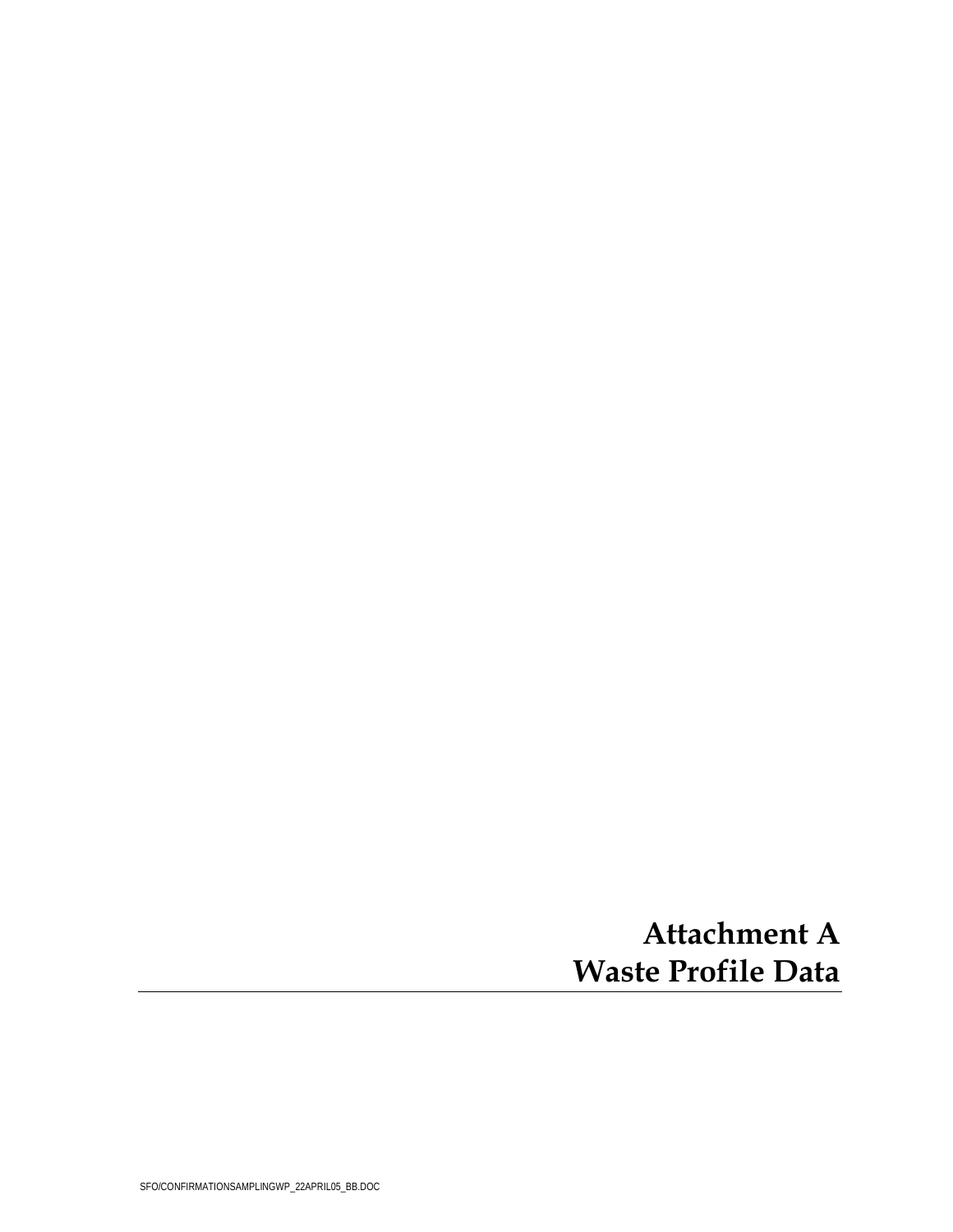# Attachment A
# Waste Profile Data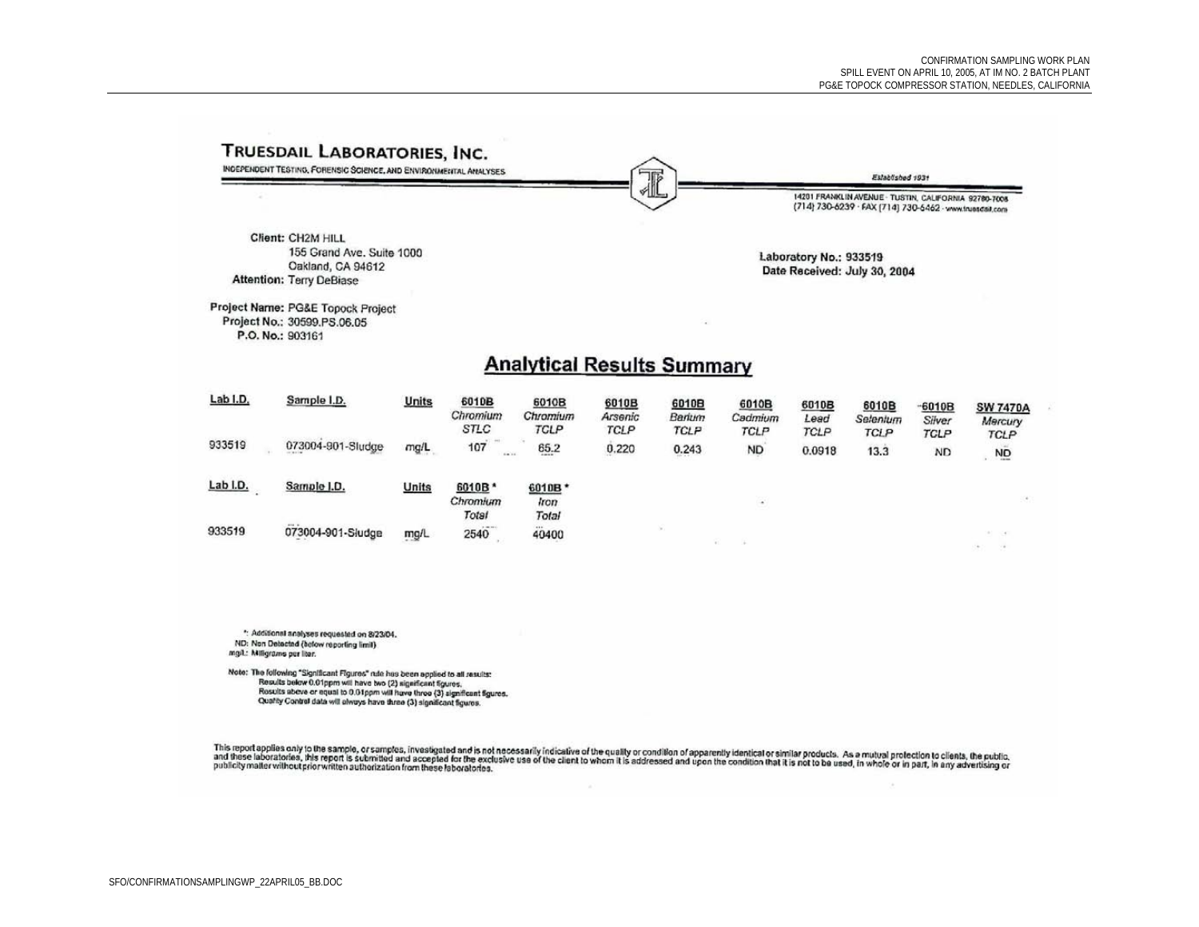# TRUESDAIL LABORATORIES, INC.

INDEPENDENT TESTING, FORENSIC SCIENCE, AND ENVIRONMENTAL ANALYSES

Established 1931

14201 FRANKLIN AVENUE · TUSTIN, CALIFORNIA 92780-7008
(714) 730-6239 · FAX (714) 730-6462 · www.truesdail.com

**Client:** CH2M HILL
155 Grand Ave. Suite 1000
Oakland, CA 94612
**Attention:** Terry DeBiase

**Laboratory No.:** 933519
**Date Received:** July 30, 2004

**Project Name:** PG&E Topock Project
**Project No.:** 30599.PS.06.05
**P.O. No.:** 903161

## Analytical Results Summary

| Lab I.D. | Sample I.D. | Units | 6010B *Chromium STLC* | 6010B *Chromium TCLP* | 6010B *Arsenic TCLP* | 6010B *Barium TCLP* | 6010B *Cadmium TCLP* | 6010B *Lead TCLP* | 6010B *Selenium TCLP* | 6010B *Silver TCLP* | SW 7470A *Mercury TCLP* |
|---|---|---|---|---|---|---|---|---|---|---|---|
| 933519 | 073004-901-Sludge | mg/L | 107 | 65.2 | 0.220 | 0.243 | ND | 0.0918 | 13.3 | ND | ND |

| Lab I.D. | Sample I.D. | Units | 6010B * *Chromium Total* | 6010B * *Iron Total* |
|---|---|---|---|---|
| 933519 | 073004-901-Sludge | mg/L | 2540 | 40400 |

*: Additional analyses requested on 8/23/04.
ND: Non Detected (below reporting limit)
mg/L: Milligrams per liter.

Note: The following "Significant Figures" rule has been applied to all results:
Results below 0.01ppm will have two (2) significant figures.
Results above or equal to 0.01ppm will have three (3) significant figures.
Quality Control data will always have three (3) significant figures.

This report applies only to the sample, or samples, investigated and is not necessarily indicative of the quality or condition of apparently identical or similar products. As a mutual protection to clients, the public, and these laboratories, this report is submitted and accepted for the exclusive use of the client to whom it is addressed and upon the condition that it is not to be used, in whole or in part, in any advertising or publicity matter without prior written authorization from these laboratories.